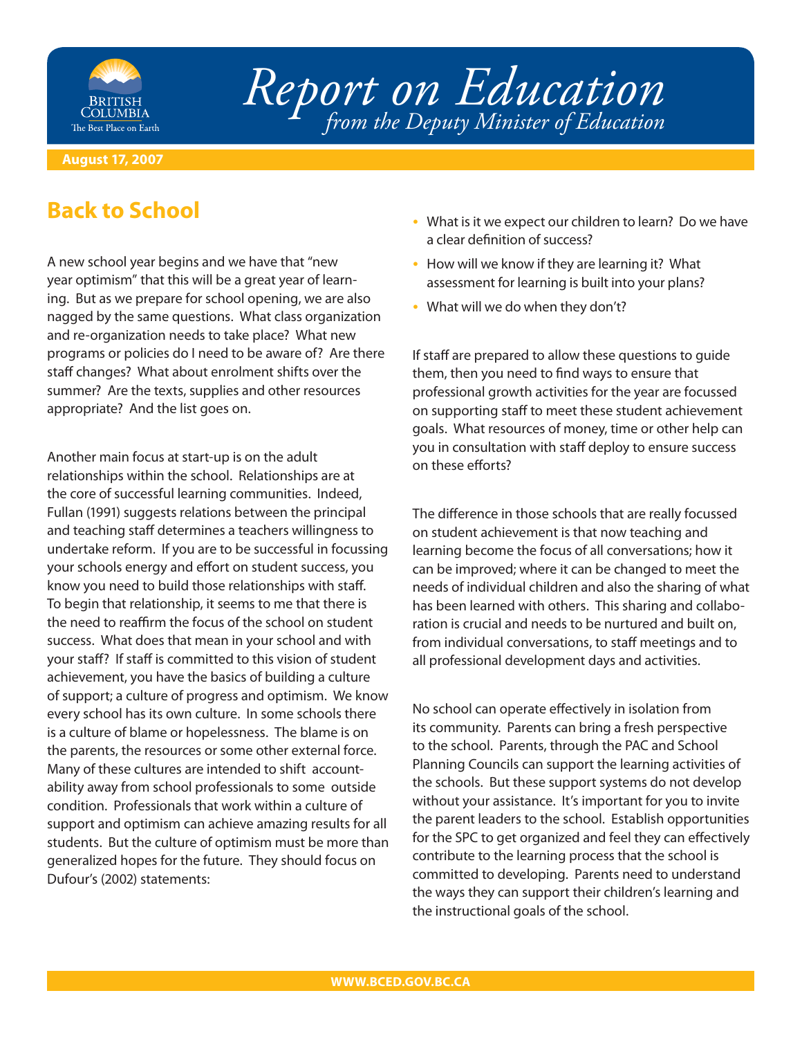# Report on Education

*from the Deputy Minister of Education*

**August 17, 2007**

## Back to School

A new school year begins and we have that "new year optimism" that this will be a great year of learning. But as we prepare for school opening, we are also nagged by the same questions. What class organization and re-organization needs to take place? What new programs or policies do I need to be aware of? Are there staff changes? What about enrolment shifts over the summer? Are the texts, supplies and other resources appropriate? And the list goes on.

Another main focus at start-up is on the adult relationships within the school. Relationships are at the core of successful learning communities. Indeed, Fullan (1991) suggests relations between the principal and teaching staff determines a teachers willingness to undertake reform. If you are to be successful in focussing your schools energy and effort on student success, you know you need to build those relationships with staff. To begin that relationship, it seems to me that there is the need to reaffirm the focus of the school on student success. What does that mean in your school and with your staff? If staff is committed to this vision of student achievement, you have the basics of building a culture of support; a culture of progress and optimism. We know every school has its own culture. In some schools there is a culture of blame or hopelessness. The blame is on the parents, the resources or some other external force. Many of these cultures are intended to shift accountability away from school professionals to some outside condition. Professionals that work within a culture of support and optimism can achieve amazing results for all students. But the culture of optimism must be more than generalized hopes for the future. They should focus on Dufour's (2002) statements:

- What is it we expect our children to learn? Do we have a clear definition of success?
- How will we know if they are learning it? What assessment for learning is built into your plans?
- What will we do when they don't?

If staff are prepared to allow these questions to guide them, then you need to find ways to ensure that professional growth activities for the year are focussed on supporting staff to meet these student achievement goals. What resources of money, time or other help can you in consultation with staff deploy to ensure success on these efforts?

The difference in those schools that are really focussed on student achievement is that now teaching and learning become the focus of all conversations; how it can be improved; where it can be changed to meet the needs of individual children and also the sharing of what has been learned with others. This sharing and collaboration is crucial and needs to be nurtured and built on, from individual conversations, to staff meetings and to all professional development days and activities.

No school can operate effectively in isolation from its community. Parents can bring a fresh perspective to the school. Parents, through the PAC and School Planning Councils can support the learning activities of the schools. But these support systems do not develop without your assistance. It's important for you to invite the parent leaders to the school. Establish opportunities for the SPC to get organized and feel they can effectively contribute to the learning process that the school is committed to developing. Parents need to understand the ways they can support their children's learning and the instructional goals of the school.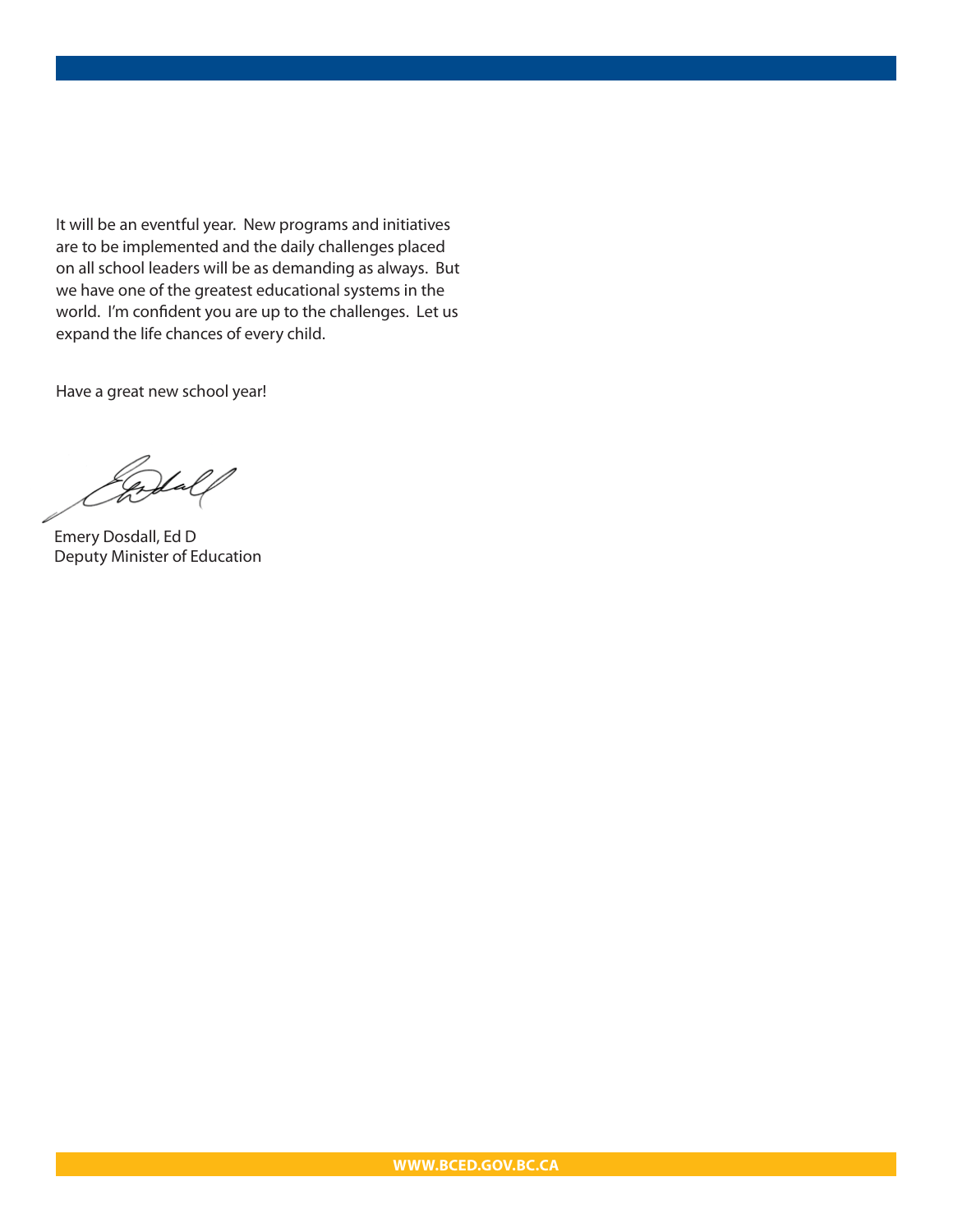It will be an eventful year. New programs and initiatives are to be implemented and the daily challenges placed on all school leaders will be as demanding as always. But we have one of the greatest educational systems in the world. I'm confident you are up to the challenges. Let us expand the life chances of every child.

Have a great new school year!

Emery Dosdall, Ed D
Deputy Minister of Education

**WWW.BCED.GOV.BC.CA**